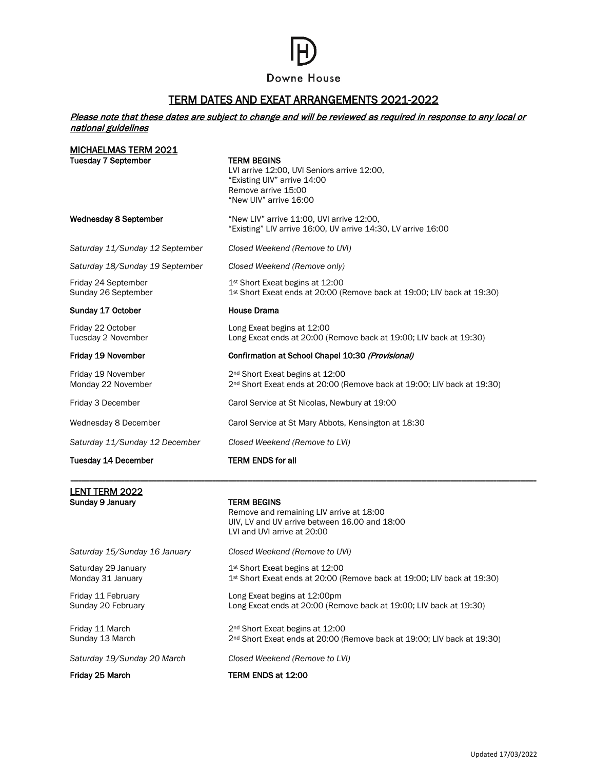Downne House

# TERM DATES AND EXEAT ARRANGEMENTS 2021-2022

***Please note that these dates are subject to change and will be reviewed as required in response to any local or national guidelines***

## MICHAELMAS TERM 2021

| | |
|---|---|
| **Tuesday 7 September** | **TERM BEGINS**<br>LVI arrive 12:00, UVI Seniors arrive 12:00,<br>"Existing UIV" arrive 14:00<br>Remove arrive 15:00<br>"New UIV" arrive 16:00 |
| **Wednesday 8 September** | "New LIV" arrive 11:00, UVI arrive 12:00,<br>"Existing" LIV arrive 16:00, UV arrive 14:30, LV arrive 16:00 |
| *Saturday 11/Sunday 12 September* | *Closed Weekend (Remove to UVI)* |
| *Saturday 18/Sunday 19 September* | *Closed Weekend (Remove only)* |
| Friday 24 September<br>Sunday 26 September | 1st Short Exeat begins at 12:00<br>1st Short Exeat ends at 20:00 (Remove back at 19:00; LIV back at 19:30) |
| **Sunday 17 October** | **House Drama** |
| Friday 22 October<br>Tuesday 2 November | Long Exeat begins at 12:00<br>Long Exeat ends at 20:00 (Remove back at 19:00; LIV back at 19:30) |
| **Friday 19 November** | **Confirmation at School Chapel 10:30 *(Provisional)*** |
| Friday 19 November<br>Monday 22 November | 2nd Short Exeat begins at 12:00<br>2nd Short Exeat ends at 20:00 (Remove back at 19:00; LIV back at 19:30) |
| Friday 3 December | Carol Service at St Nicolas, Newbury at 19:00 |
| Wednesday 8 December | Carol Service at St Mary Abbots, Kensington at 18:30 |
| *Saturday 11/Sunday 12 December* | *Closed Weekend (Remove to LVI)* |
| **Tuesday 14 December** | **TERM ENDS for all** |

---

## LENT TERM 2022

| | |
|---|---|
| **Sunday 9 January** | **TERM BEGINS**<br>Remove and remaining LIV arrive at 18:00<br>UIV, LV and UV arrive between 16.00 and 18:00<br>LVI and UVI arrive at 20:00 |
| *Saturday 15/Sunday 16 January* | *Closed Weekend (Remove to UVI)* |
| Saturday 29 January<br>Monday 31 January | 1st Short Exeat begins at 12:00<br>1st Short Exeat ends at 20:00 (Remove back at 19:00; LIV back at 19:30) |
| Friday 11 February<br>Sunday 20 February | Long Exeat begins at 12:00pm<br>Long Exeat ends at 20:00 (Remove back at 19:00; LIV back at 19:30) |
| Friday 11 March<br>Sunday 13 March | 2nd Short Exeat begins at 12:00<br>2nd Short Exeat ends at 20:00 (Remove back at 19:00; LIV back at 19:30) |
| *Saturday 19/Sunday 20 March* | *Closed Weekend (Remove to LVI)* |
| **Friday 25 March** | **TERM ENDS at 12:00** |

Updated 17/03/2022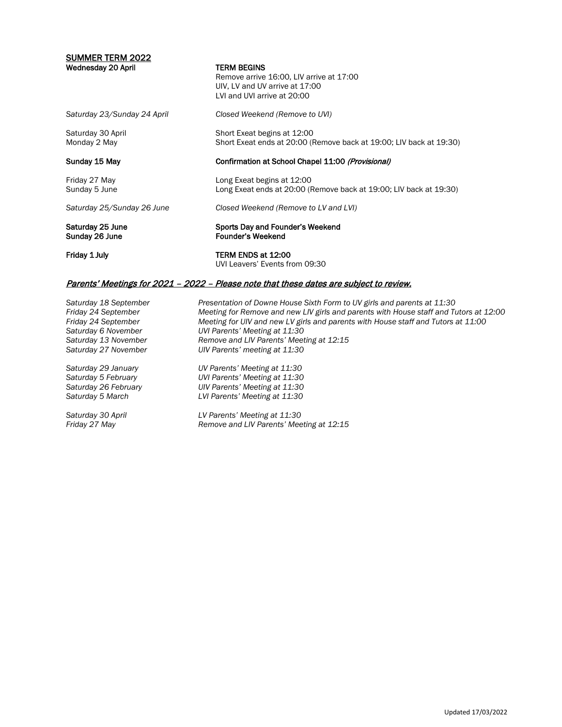## SUMMER TERM 2022

| | |
|---|---|
| **Wednesday 20 April** | **TERM BEGINS**<br>Remove arrive 16:00, LIV arrive at 17:00<br>UIV, LV and UV arrive at 17:00<br>LVI and UVI arrive at 20:00 |
| *Saturday 23/Sunday 24 April* | *Closed Weekend (Remove to UVI)* |
| Saturday 30 April<br>Monday 2 May | Short Exeat begins at 12:00<br>Short Exeat ends at 20:00 (Remove back at 19:00; LIV back at 19:30) |
| **Sunday 15 May** | **Confirmation at School Chapel 11:00 *(Provisional)*** |
| Friday 27 May<br>Sunday 5 June | Long Exeat begins at 12:00<br>Long Exeat ends at 20:00 (Remove back at 19:00; LIV back at 19:30) |
| *Saturday 25/Sunday 26 June* | *Closed Weekend (Remove to LV and LVI)* |
| **Saturday 25 June**<br>**Sunday 26 June** | **Sports Day and Founder's Weekend**<br>**Founder's Weekend** |
| **Friday 1 July** | **TERM ENDS at 12:00**<br>UVI Leavers' Events from 09:30 |

### *Parents' Meetings for 2021 – 2022 – Please note that these dates are subject to review.*

| | |
|---|---|
| *Saturday 18 September* | *Presentation of Downe House Sixth Form to UV girls and parents at 11:30* |
| *Friday 24 September* | *Meeting for Remove and new LIV girls and parents with House staff and Tutors at 12:00* |
| *Friday 24 September* | *Meeting for UIV and new LV girls and parents with House staff and Tutors at 11:00* |
| *Saturday 6 November* | *UVI Parents' Meeting at 11:30* |
| *Saturday 13 November* | *Remove and LIV Parents' Meeting at 12:15* |
| *Saturday 27 November* | *UIV Parents' meeting at 11:30* |
| *Saturday 29 January* | *UV Parents' Meeting at 11:30* |
| *Saturday 5 February* | *UVI Parents' Meeting at 11:30* |
| *Saturday 26 February* | *UIV Parents' Meeting at 11:30* |
| *Saturday 5 March* | *LVI Parents' Meeting at 11:30* |
| *Saturday 30 April* | *LV Parents' Meeting at 11:30* |
| *Friday 27 May* | *Remove and LIV Parents' Meeting at 12:15* |

Updated 17/03/2022